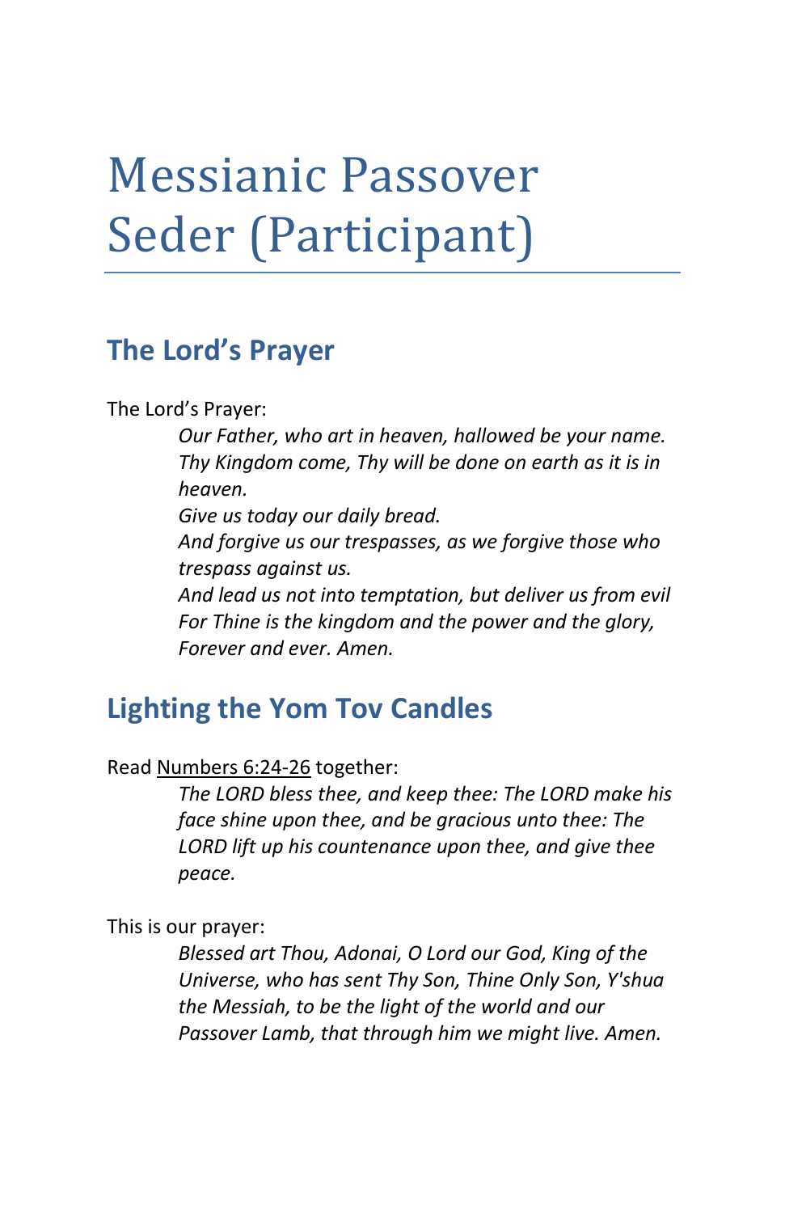# Messianic Passover Seder (Participant)

## The Lord's Prayer

The Lord's Prayer:

> *Our Father, who art in heaven, hallowed be your name.*
> *Thy Kingdom come, Thy will be done on earth as it is in heaven.*
> *Give us today our daily bread.*
> *And forgive us our trespasses, as we forgive those who trespass against us.*
> *And lead us not into temptation, but deliver us from evil*
> *For Thine is the kingdom and the power and the glory,*
> *Forever and ever. Amen.*

## Lighting the Yom Tov Candles

Read Numbers 6:24-26 together:

> *The LORD bless thee, and keep thee: The LORD make his face shine upon thee, and be gracious unto thee: The LORD lift up his countenance upon thee, and give thee peace.*

This is our prayer:

> *Blessed art Thou, Adonai, O Lord our God, King of the Universe, who has sent Thy Son, Thine Only Son, Y'shua the Messiah, to be the light of the world and our Passover Lamb, that through him we might live. Amen.*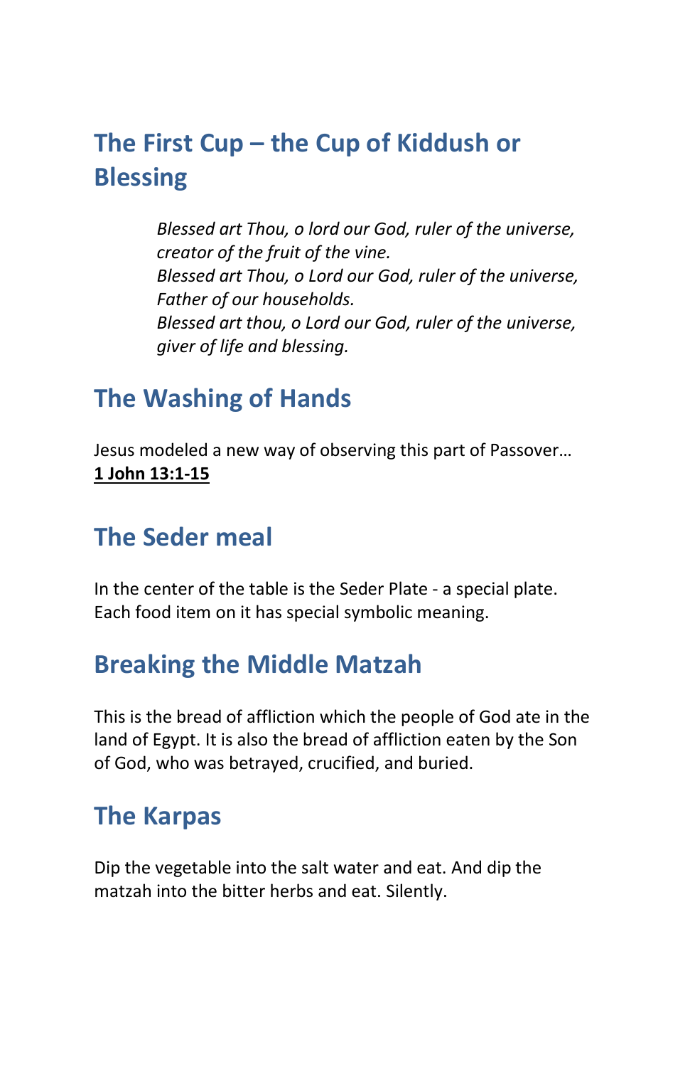## The First Cup – the Cup of Kiddush or Blessing

> *Blessed art Thou, o lord our God, ruler of the universe, creator of the fruit of the vine.*
> *Blessed art Thou, o Lord our God, ruler of the universe, Father of our households.*
> *Blessed art thou, o Lord our God, ruler of the universe, giver of life and blessing.*

## The Washing of Hands

Jesus modeled a new way of observing this part of Passover…
**1 John 13:1-15**

## The Seder meal

In the center of the table is the Seder Plate - a special plate. Each food item on it has special symbolic meaning.

## Breaking the Middle Matzah

This is the bread of affliction which the people of God ate in the land of Egypt. It is also the bread of affliction eaten by the Son of God, who was betrayed, crucified, and buried.

## The Karpas

Dip the vegetable into the salt water and eat. And dip the matzah into the bitter herbs and eat. Silently.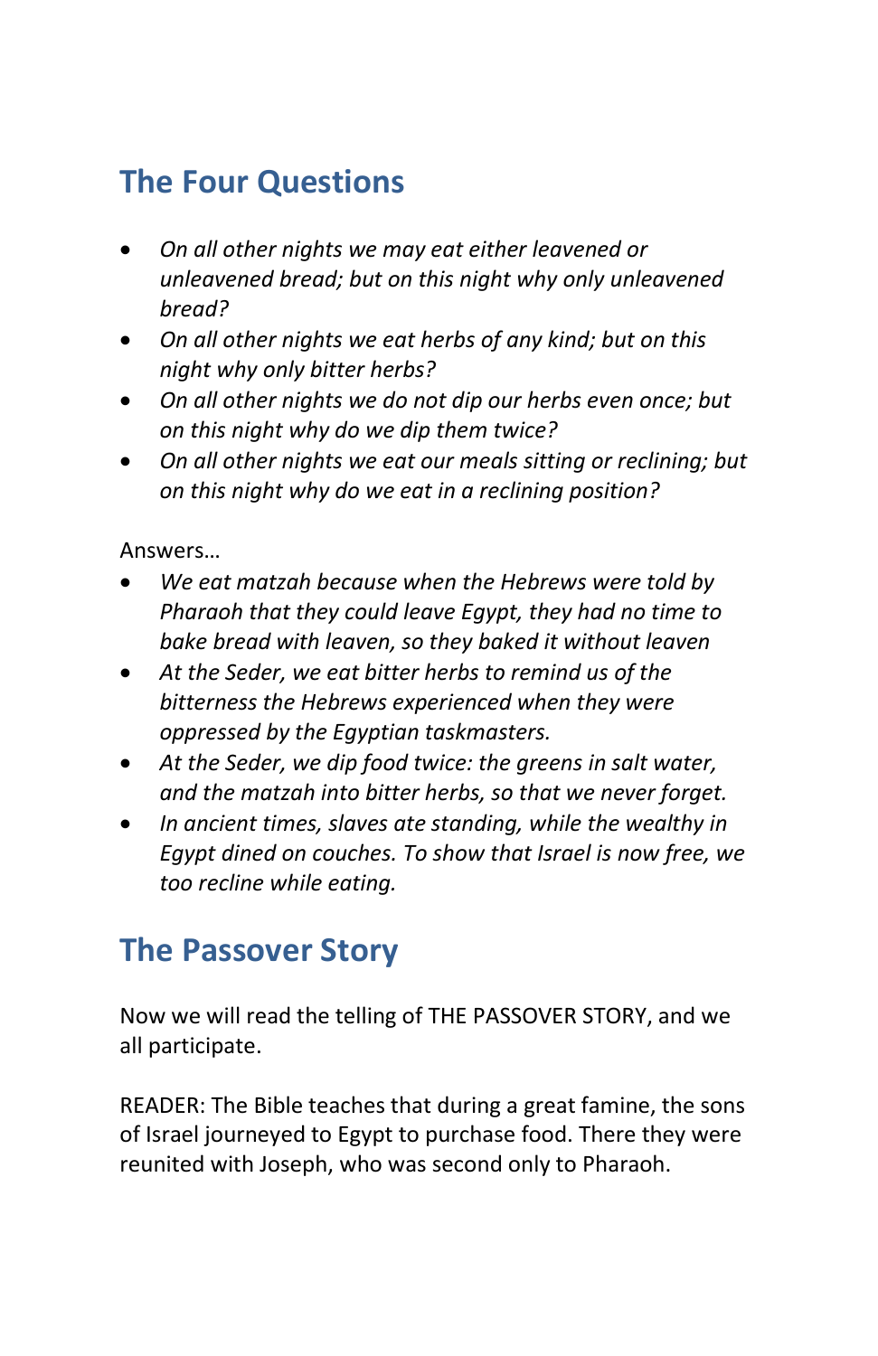## The Four Questions

- *On all other nights we may eat either leavened or unleavened bread; but on this night why only unleavened bread?*
- *On all other nights we eat herbs of any kind; but on this night why only bitter herbs?*
- *On all other nights we do not dip our herbs even once; but on this night why do we dip them twice?*
- *On all other nights we eat our meals sitting or reclining; but on this night why do we eat in a reclining position?*

Answers…

- *We eat matzah because when the Hebrews were told by Pharaoh that they could leave Egypt, they had no time to bake bread with leaven, so they baked it without leaven*
- *At the Seder, we eat bitter herbs to remind us of the bitterness the Hebrews experienced when they were oppressed by the Egyptian taskmasters.*
- *At the Seder, we dip food twice: the greens in salt water, and the matzah into bitter herbs, so that we never forget.*
- *In ancient times, slaves ate standing, while the wealthy in Egypt dined on couches. To show that Israel is now free, we too recline while eating.*

## The Passover Story

Now we will read the telling of THE PASSOVER STORY, and we all participate.

READER: The Bible teaches that during a great famine, the sons of Israel journeyed to Egypt to purchase food. There they were reunited with Joseph, who was second only to Pharaoh.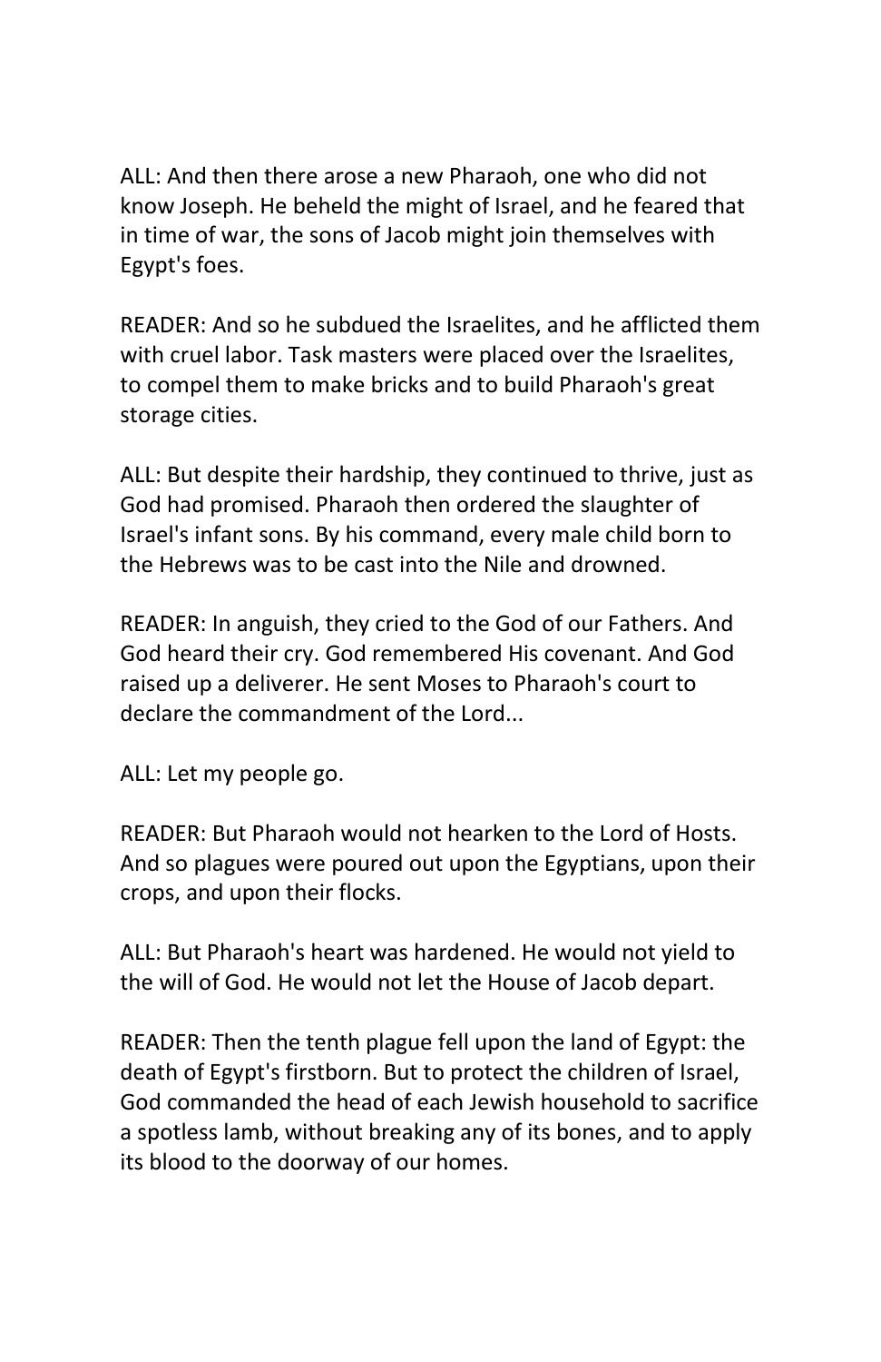ALL: And then there arose a new Pharaoh, one who did not know Joseph. He beheld the might of Israel, and he feared that in time of war, the sons of Jacob might join themselves with Egypt's foes.

READER: And so he subdued the Israelites, and he afflicted them with cruel labor. Task masters were placed over the Israelites, to compel them to make bricks and to build Pharaoh's great storage cities.

ALL: But despite their hardship, they continued to thrive, just as God had promised. Pharaoh then ordered the slaughter of Israel's infant sons. By his command, every male child born to the Hebrews was to be cast into the Nile and drowned.

READER: In anguish, they cried to the God of our Fathers. And God heard their cry. God remembered His covenant. And God raised up a deliverer. He sent Moses to Pharaoh's court to declare the commandment of the Lord...

ALL: Let my people go.

READER: But Pharaoh would not hearken to the Lord of Hosts. And so plagues were poured out upon the Egyptians, upon their crops, and upon their flocks.

ALL: But Pharaoh's heart was hardened. He would not yield to the will of God. He would not let the House of Jacob depart.

READER: Then the tenth plague fell upon the land of Egypt: the death of Egypt's firstborn. But to protect the children of Israel, God commanded the head of each Jewish household to sacrifice a spotless lamb, without breaking any of its bones, and to apply its blood to the doorway of our homes.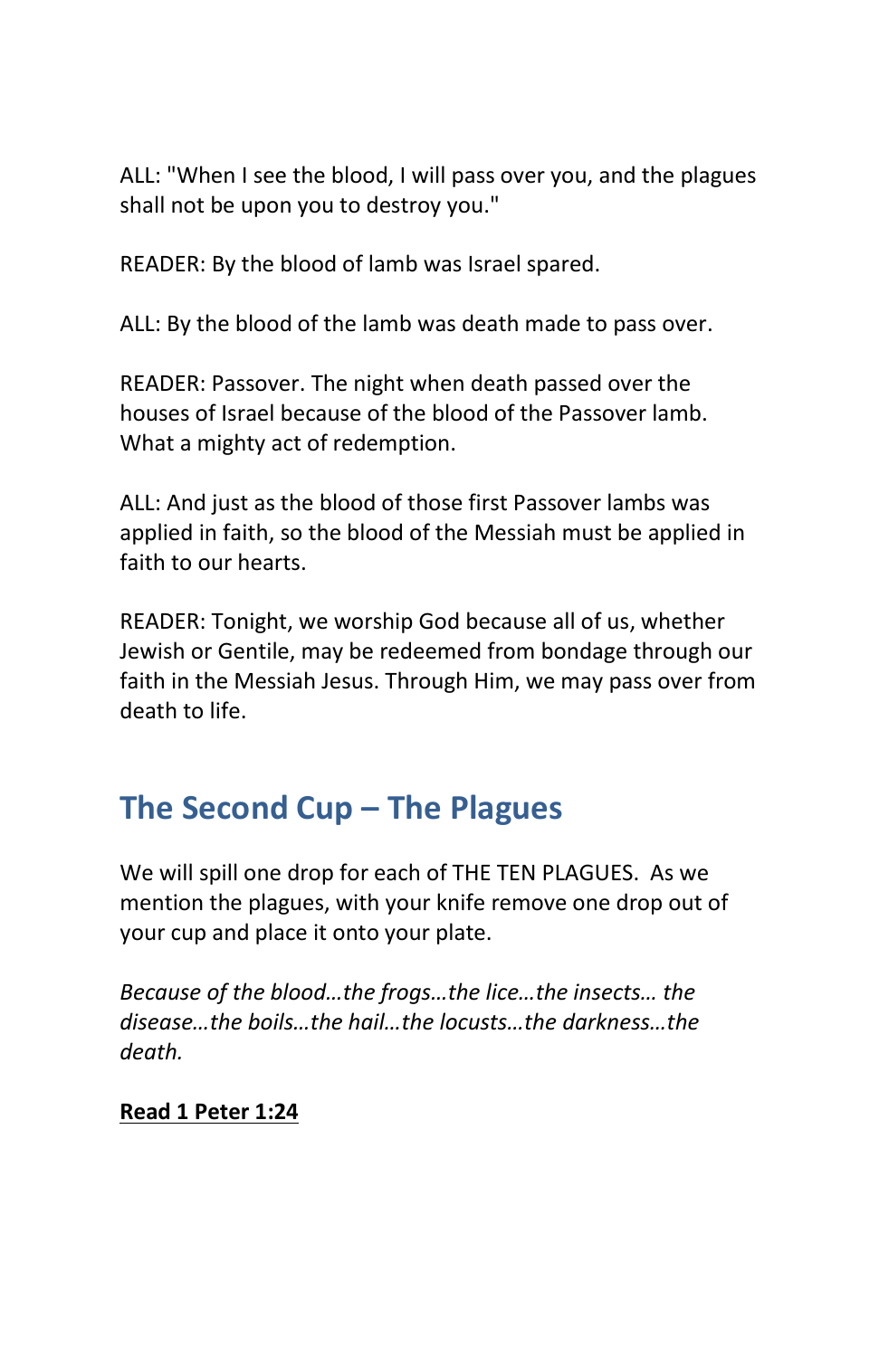ALL: "When I see the blood, I will pass over you, and the plagues shall not be upon you to destroy you."

READER: By the blood of lamb was Israel spared.

ALL: By the blood of the lamb was death made to pass over.

READER: Passover. The night when death passed over the houses of Israel because of the blood of the Passover lamb. What a mighty act of redemption.

ALL: And just as the blood of those first Passover lambs was applied in faith, so the blood of the Messiah must be applied in faith to our hearts.

READER: Tonight, we worship God because all of us, whether Jewish or Gentile, may be redeemed from bondage through our faith in the Messiah Jesus. Through Him, we may pass over from death to life.

## The Second Cup – The Plagues

We will spill one drop for each of THE TEN PLAGUES. As we mention the plagues, with your knife remove one drop out of your cup and place it onto your plate.

*Because of the blood…the frogs…the lice…the insects… the disease…the boils…the hail…the locusts…the darkness…the death.*

<u>**Read 1 Peter 1:24**</u>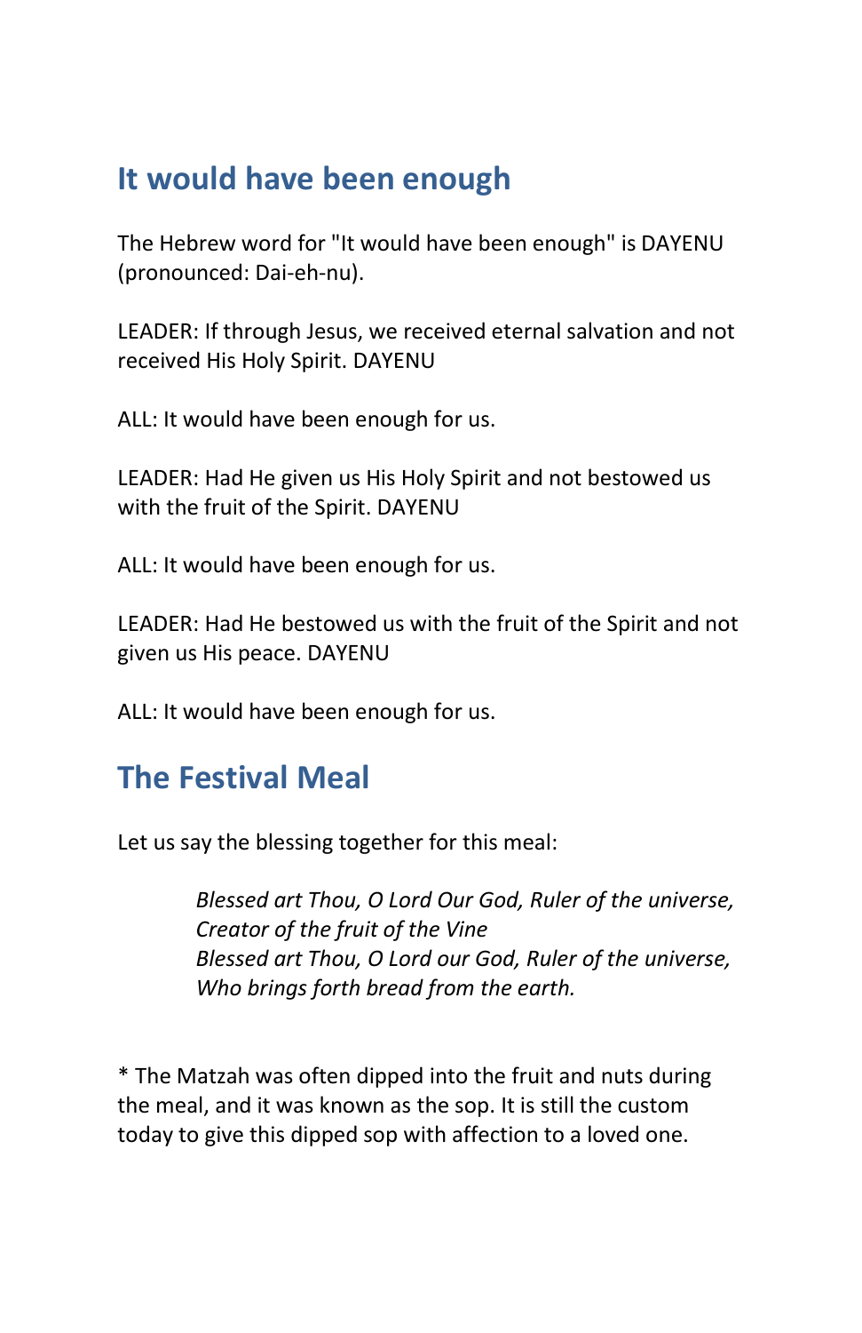## It would have been enough

The Hebrew word for "It would have been enough" is DAYENU (pronounced: Dai-eh-nu).

LEADER: If through Jesus, we received eternal salvation and not received His Holy Spirit. DAYENU

ALL: It would have been enough for us.

LEADER: Had He given us His Holy Spirit and not bestowed us with the fruit of the Spirit. DAYENU

ALL: It would have been enough for us.

LEADER: Had He bestowed us with the fruit of the Spirit and not given us His peace. DAYENU

ALL: It would have been enough for us.

## The Festival Meal

Let us say the blessing together for this meal:

> *Blessed art Thou, O Lord Our God, Ruler of the universe,*
> *Creator of the fruit of the Vine*
> *Blessed art Thou, O Lord our God, Ruler of the universe,*
> *Who brings forth bread from the earth.*

* The Matzah was often dipped into the fruit and nuts during the meal, and it was known as the sop. It is still the custom today to give this dipped sop with affection to a loved one.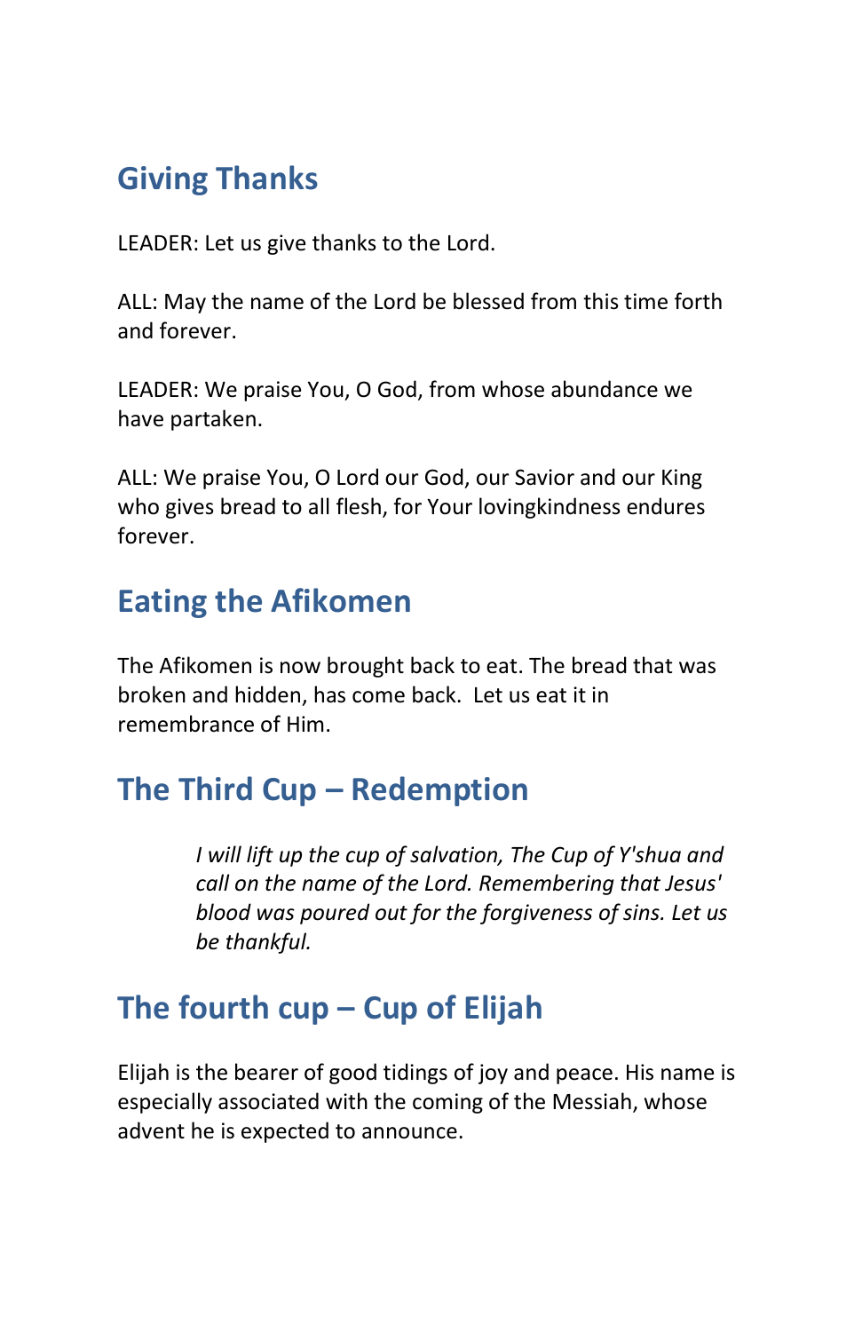## Giving Thanks

LEADER: Let us give thanks to the Lord.

ALL: May the name of the Lord be blessed from this time forth and forever.

LEADER: We praise You, O God, from whose abundance we have partaken.

ALL: We praise You, O Lord our God, our Savior and our King who gives bread to all flesh, for Your lovingkindness endures forever.

## Eating the Afikomen

The Afikomen is now brought back to eat. The bread that was broken and hidden, has come back. Let us eat it in remembrance of Him.

## The Third Cup – Redemption

> *I will lift up the cup of salvation, The Cup of Y'shua and call on the name of the Lord. Remembering that Jesus' blood was poured out for the forgiveness of sins. Let us be thankful.*

## The fourth cup – Cup of Elijah

Elijah is the bearer of good tidings of joy and peace. His name is especially associated with the coming of the Messiah, whose advent he is expected to announce.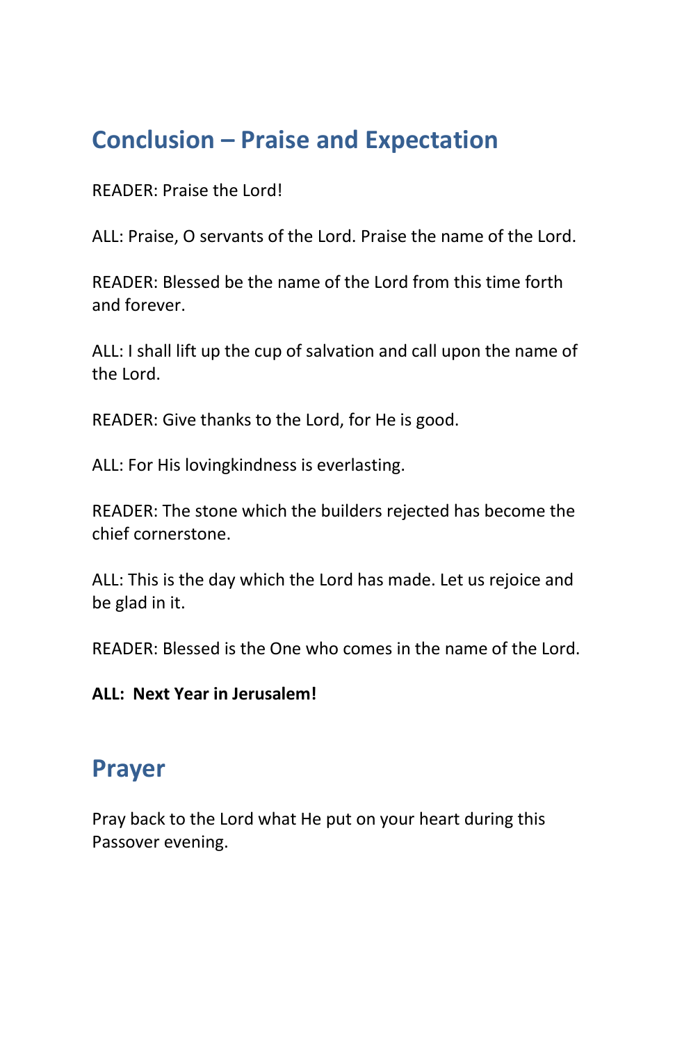## Conclusion – Praise and Expectation

READER: Praise the Lord!

ALL: Praise, O servants of the Lord. Praise the name of the Lord.

READER: Blessed be the name of the Lord from this time forth and forever.

ALL: I shall lift up the cup of salvation and call upon the name of the Lord.

READER: Give thanks to the Lord, for He is good.

ALL: For His lovingkindness is everlasting.

READER: The stone which the builders rejected has become the chief cornerstone.

ALL: This is the day which the Lord has made. Let us rejoice and be glad in it.

READER: Blessed is the One who comes in the name of the Lord.

**ALL: Next Year in Jerusalem!**

## Prayer

Pray back to the Lord what He put on your heart during this Passover evening.